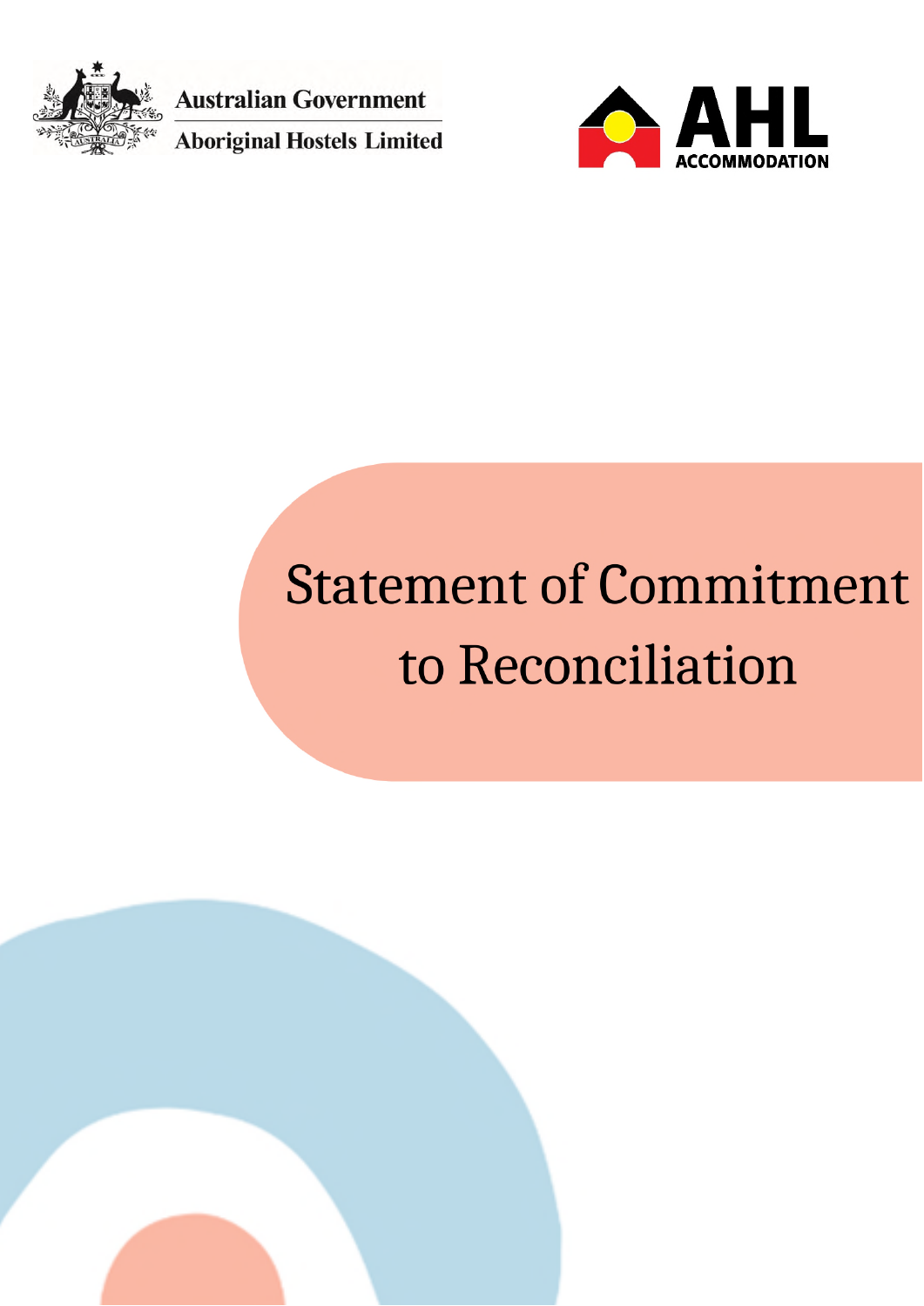Australian Government

Aboriginal Hostels Limited

AHL ACCOMMODATION

# Statement of Commitment to Reconciliation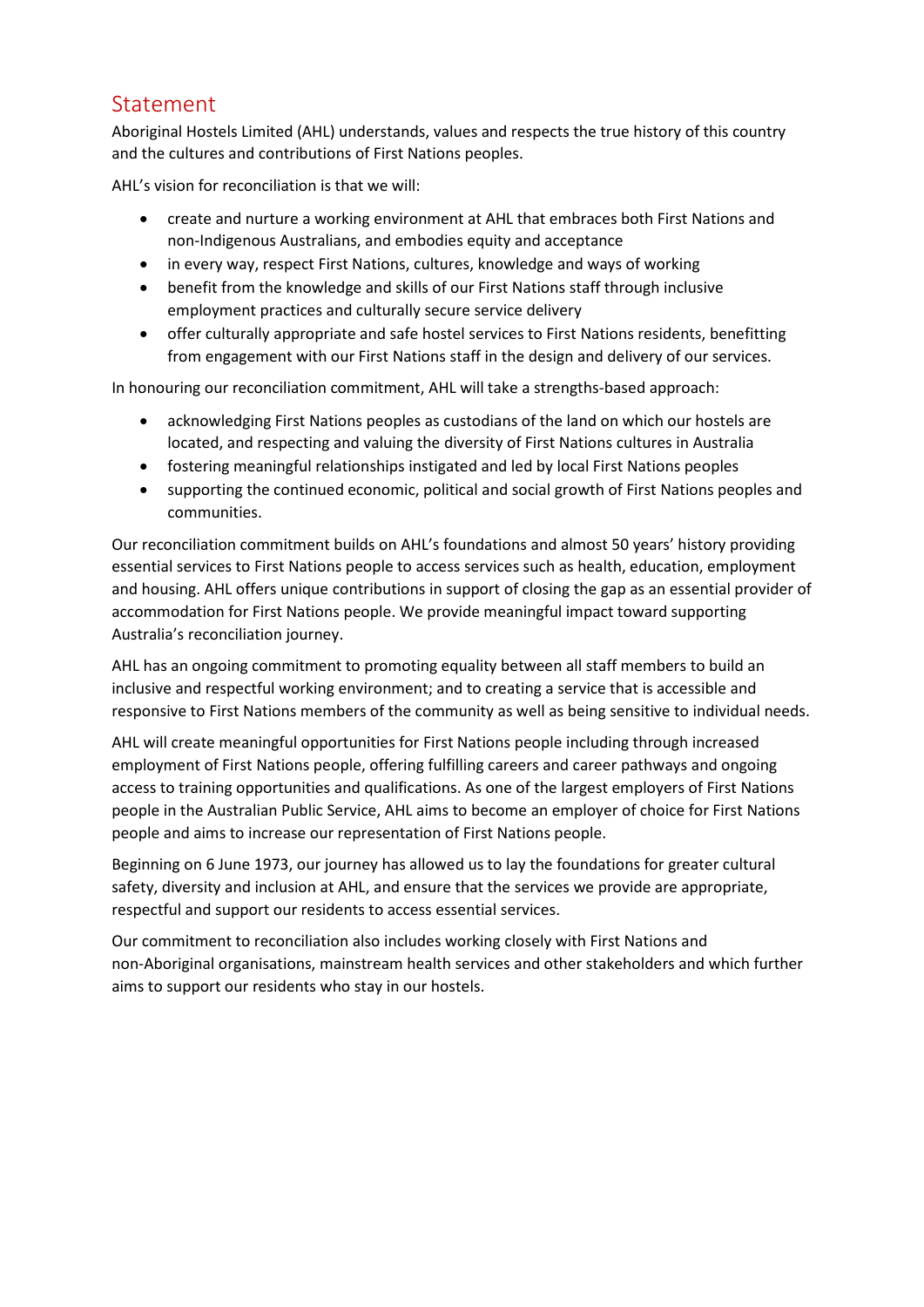## Statement

Aboriginal Hostels Limited (AHL) understands, values and respects the true history of this country and the cultures and contributions of First Nations peoples.

AHL's vision for reconciliation is that we will:

- create and nurture a working environment at AHL that embraces both First Nations and non-Indigenous Australians, and embodies equity and acceptance
- in every way, respect First Nations, cultures, knowledge and ways of working
- benefit from the knowledge and skills of our First Nations staff through inclusive employment practices and culturally secure service delivery
- offer culturally appropriate and safe hostel services to First Nations residents, benefitting from engagement with our First Nations staff in the design and delivery of our services.

In honouring our reconciliation commitment, AHL will take a strengths-based approach:

- acknowledging First Nations peoples as custodians of the land on which our hostels are located, and respecting and valuing the diversity of First Nations cultures in Australia
- fostering meaningful relationships instigated and led by local First Nations peoples
- supporting the continued economic, political and social growth of First Nations peoples and communities.

Our reconciliation commitment builds on AHL's foundations and almost 50 years' history providing essential services to First Nations people to access services such as health, education, employment and housing. AHL offers unique contributions in support of closing the gap as an essential provider of accommodation for First Nations people. We provide meaningful impact toward supporting Australia's reconciliation journey.

AHL has an ongoing commitment to promoting equality between all staff members to build an inclusive and respectful working environment; and to creating a service that is accessible and responsive to First Nations members of the community as well as being sensitive to individual needs.

AHL will create meaningful opportunities for First Nations people including through increased employment of First Nations people, offering fulfilling careers and career pathways and ongoing access to training opportunities and qualifications. As one of the largest employers of First Nations people in the Australian Public Service, AHL aims to become an employer of choice for First Nations people and aims to increase our representation of First Nations people.

Beginning on 6 June 1973, our journey has allowed us to lay the foundations for greater cultural safety, diversity and inclusion at AHL, and ensure that the services we provide are appropriate, respectful and support our residents to access essential services.

Our commitment to reconciliation also includes working closely with First Nations and non-Aboriginal organisations, mainstream health services and other stakeholders and which further aims to support our residents who stay in our hostels.